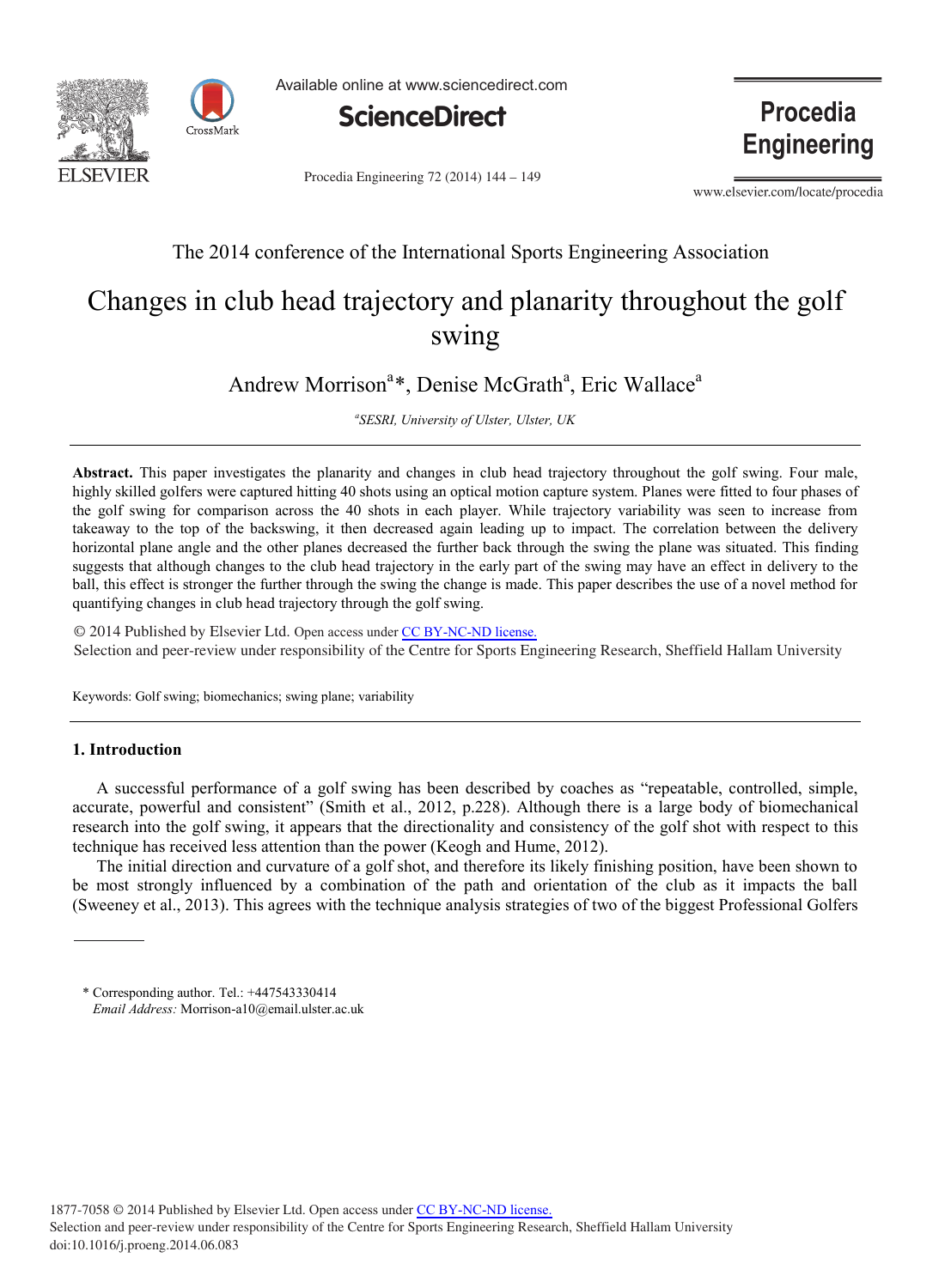The 2014 conference of the International Sports Engineering Association

# Changes in club head trajectory and planarity throughout the golf swing

Andrew Morrison[a]*, Denise McGrath[a], Eric Wallace[a]

*[a]SESRI, University of Ulster, Ulster, UK*

---

**Abstract.** This paper investigates the planarity and changes in club head trajectory throughout the golf swing. Four male, highly skilled golfers were captured hitting 40 shots using an optical motion capture system. Planes were fitted to four phases of the golf swing for comparison across the 40 shots in each player. While trajectory variability was seen to increase from takeaway to the top of the backswing, it then decreased again leading up to impact. The correlation between the delivery horizontal plane angle and the other planes decreased the further back through the swing the plane was situated. This finding suggests that although changes to the club head trajectory in the early part of the swing may have an effect in delivery to the ball, this effect is stronger the further through the swing the change is made. This paper describes the use of a novel method for quantifying changes in club head trajectory through the golf swing.

© 2014 Published by Elsevier Ltd. Open access under CC BY-NC-ND license.
Selection and peer-review under responsibility of the Centre for Sports Engineering Research, Sheffield Hallam University

Keywords: Golf swing; biomechanics; swing plane; variability

---

## 1. Introduction

A successful performance of a golf swing has been described by coaches as "repeatable, controlled, simple, accurate, powerful and consistent" (Smith et al., 2012, p.228). Although there is a large body of biomechanical research into the golf swing, it appears that the directionality and consistency of the golf shot with respect to this technique has received less attention than the power (Keogh and Hume, 2012).

The initial direction and curvature of a golf shot, and therefore its likely finishing position, have been shown to be most strongly influenced by a combination of the path and orientation of the club as it impacts the ball (Sweeney et al., 2013). This agrees with the technique analysis strategies of two of the biggest Professional Golfers

---

\* Corresponding author. Tel.: +447543330414
*Email Address:* Morrison-a10@email.ulster.ac.uk

1877-7058 © 2014 Published by Elsevier Ltd. Open access under CC BY-NC-ND license.
Selection and peer-review under responsibility of the Centre for Sports Engineering Research, Sheffield Hallam University
doi:10.1016/j.proeng.2014.06.083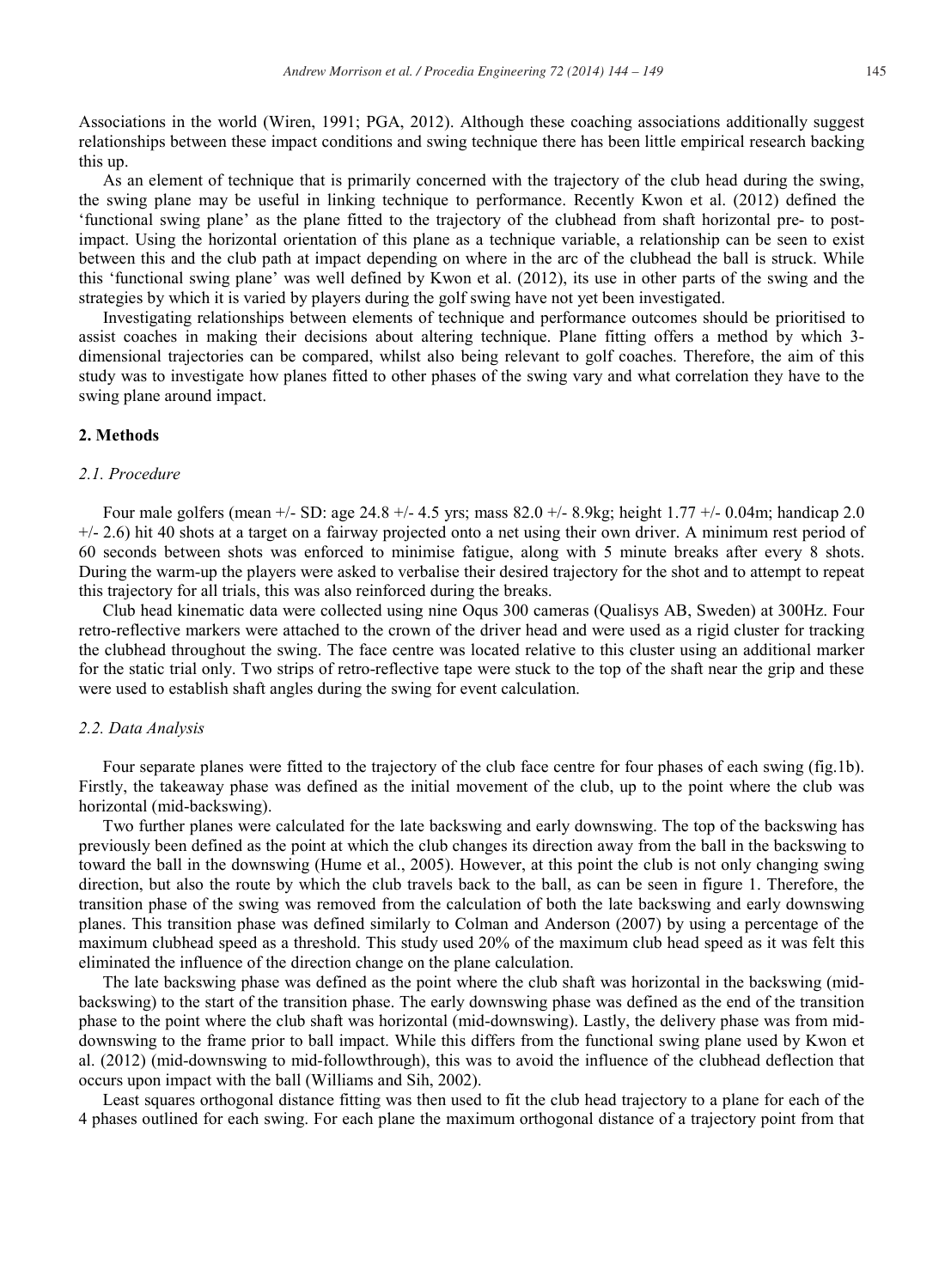Associations in the world (Wiren, 1991; PGA, 2012). Although these coaching associations additionally suggest relationships between these impact conditions and swing technique there has been little empirical research backing this up.

As an element of technique that is primarily concerned with the trajectory of the club head during the swing, the swing plane may be useful in linking technique to performance. Recently Kwon et al. (2012) defined the 'functional swing plane' as the plane fitted to the trajectory of the clubhead from shaft horizontal pre- to post-impact. Using the horizontal orientation of this plane as a technique variable, a relationship can be seen to exist between this and the club path at impact depending on where in the arc of the clubhead the ball is struck. While this 'functional swing plane' was well defined by Kwon et al. (2012), its use in other parts of the swing and the strategies by which it is varied by players during the golf swing have not yet been investigated.

Investigating relationships between elements of technique and performance outcomes should be prioritised to assist coaches in making their decisions about altering technique. Plane fitting offers a method by which 3-dimensional trajectories can be compared, whilst also being relevant to golf coaches. Therefore, the aim of this study was to investigate how planes fitted to other phases of the swing vary and what correlation they have to the swing plane around impact.

## 2. Methods

### 2.1. Procedure

Four male golfers (mean +/- SD: age 24.8 +/- 4.5 yrs; mass 82.0 +/- 8.9kg; height 1.77 +/- 0.04m; handicap 2.0 +/- 2.6) hit 40 shots at a target on a fairway projected onto a net using their own driver. A minimum rest period of 60 seconds between shots was enforced to minimise fatigue, along with 5 minute breaks after every 8 shots. During the warm-up the players were asked to verbalise their desired trajectory for the shot and to attempt to repeat this trajectory for all trials, this was also reinforced during the breaks.

Club head kinematic data were collected using nine Oqus 300 cameras (Qualisys AB, Sweden) at 300Hz. Four retro-reflective markers were attached to the crown of the driver head and were used as a rigid cluster for tracking the clubhead throughout the swing. The face centre was located relative to this cluster using an additional marker for the static trial only. Two strips of retro-reflective tape were stuck to the top of the shaft near the grip and these were used to establish shaft angles during the swing for event calculation.

### 2.2. Data Analysis

Four separate planes were fitted to the trajectory of the club face centre for four phases of each swing (fig.1b). Firstly, the takeaway phase was defined as the initial movement of the club, up to the point where the club was horizontal (mid-backswing).

Two further planes were calculated for the late backswing and early downswing. The top of the backswing has previously been defined as the point at which the club changes its direction away from the ball in the backswing to toward the ball in the downswing (Hume et al., 2005). However, at this point the club is not only changing swing direction, but also the route by which the club travels back to the ball, as can be seen in figure 1. Therefore, the transition phase of the swing was removed from the calculation of both the late backswing and early downswing planes. This transition phase was defined similarly to Colman and Anderson (2007) by using a percentage of the maximum clubhead speed as a threshold. This study used 20% of the maximum club head speed as it was felt this eliminated the influence of the direction change on the plane calculation.

The late backswing phase was defined as the point where the club shaft was horizontal in the backswing (mid-backswing) to the start of the transition phase. The early downswing phase was defined as the end of the transition phase to the point where the club shaft was horizontal (mid-downswing). Lastly, the delivery phase was from mid-downswing to the frame prior to ball impact. While this differs from the functional swing plane used by Kwon et al. (2012) (mid-downswing to mid-followthrough), this was to avoid the influence of the clubhead deflection that occurs upon impact with the ball (Williams and Sih, 2002).

Least squares orthogonal distance fitting was then used to fit the club head trajectory to a plane for each of the 4 phases outlined for each swing. For each plane the maximum orthogonal distance of a trajectory point from that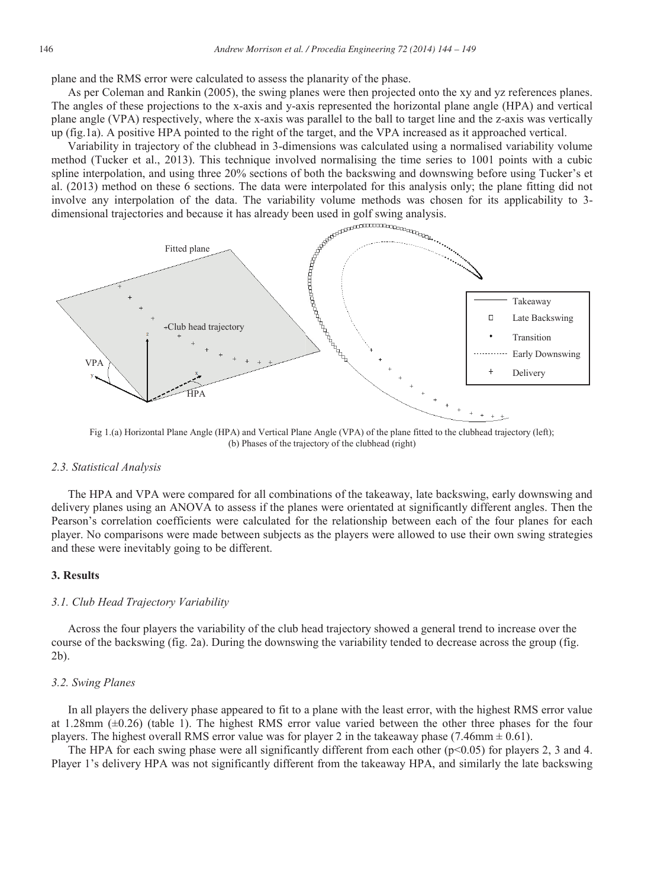plane and the RMS error were calculated to assess the planarity of the phase.

As per Coleman and Rankin (2005), the swing planes were then projected onto the xy and yz references planes. The angles of these projections to the x-axis and y-axis represented the horizontal plane angle (HPA) and vertical plane angle (VPA) respectively, where the x-axis was parallel to the ball to target line and the z-axis was vertically up (fig.1a). A positive HPA pointed to the right of the target, and the VPA increased as it approached vertical.

Variability in trajectory of the clubhead in 3-dimensions was calculated using a normalised variability volume method (Tucker et al., 2013). This technique involved normalising the time series to 1001 points with a cubic spline interpolation, and using three 20% sections of both the backswing and downswing before using Tucker's et al. (2013) method on these 6 sections. The data were interpolated for this analysis only; the plane fitting did not involve any interpolation of the data. The variability volume methods was chosen for its applicability to 3-dimensional trajectories and because it has already been used in golf swing analysis.

Fig 1.(a) Horizontal Plane Angle (HPA) and Vertical Plane Angle (VPA) of the plane fitted to the clubhead trajectory (left); (b) Phases of the trajectory of the clubhead (right)

### 2.3. Statistical Analysis

The HPA and VPA were compared for all combinations of the takeaway, late backswing, early downswing and delivery planes using an ANOVA to assess if the planes were orientated at significantly different angles. Then the Pearson's correlation coefficients were calculated for the relationship between each of the four planes for each player. No comparisons were made between subjects as the players were allowed to use their own swing strategies and these were inevitably going to be different.

## 3. Results

### 3.1. Club Head Trajectory Variability

Across the four players the variability of the club head trajectory showed a general trend to increase over the course of the backswing (fig. 2a). During the downswing the variability tended to decrease across the group (fig. 2b).

### 3.2. Swing Planes

In all players the delivery phase appeared to fit to a plane with the least error, with the highest RMS error value at 1.28mm ($\pm$0.26) (table 1). The highest RMS error value varied between the other three phases for the four players. The highest overall RMS error value was for player 2 in the takeaway phase (7.46mm $\pm$ 0.61).

The HPA for each swing phase were all significantly different from each other ($p<0.05$) for players 2, 3 and 4. Player 1's delivery HPA was not significantly different from the takeaway HPA, and similarly the late backswing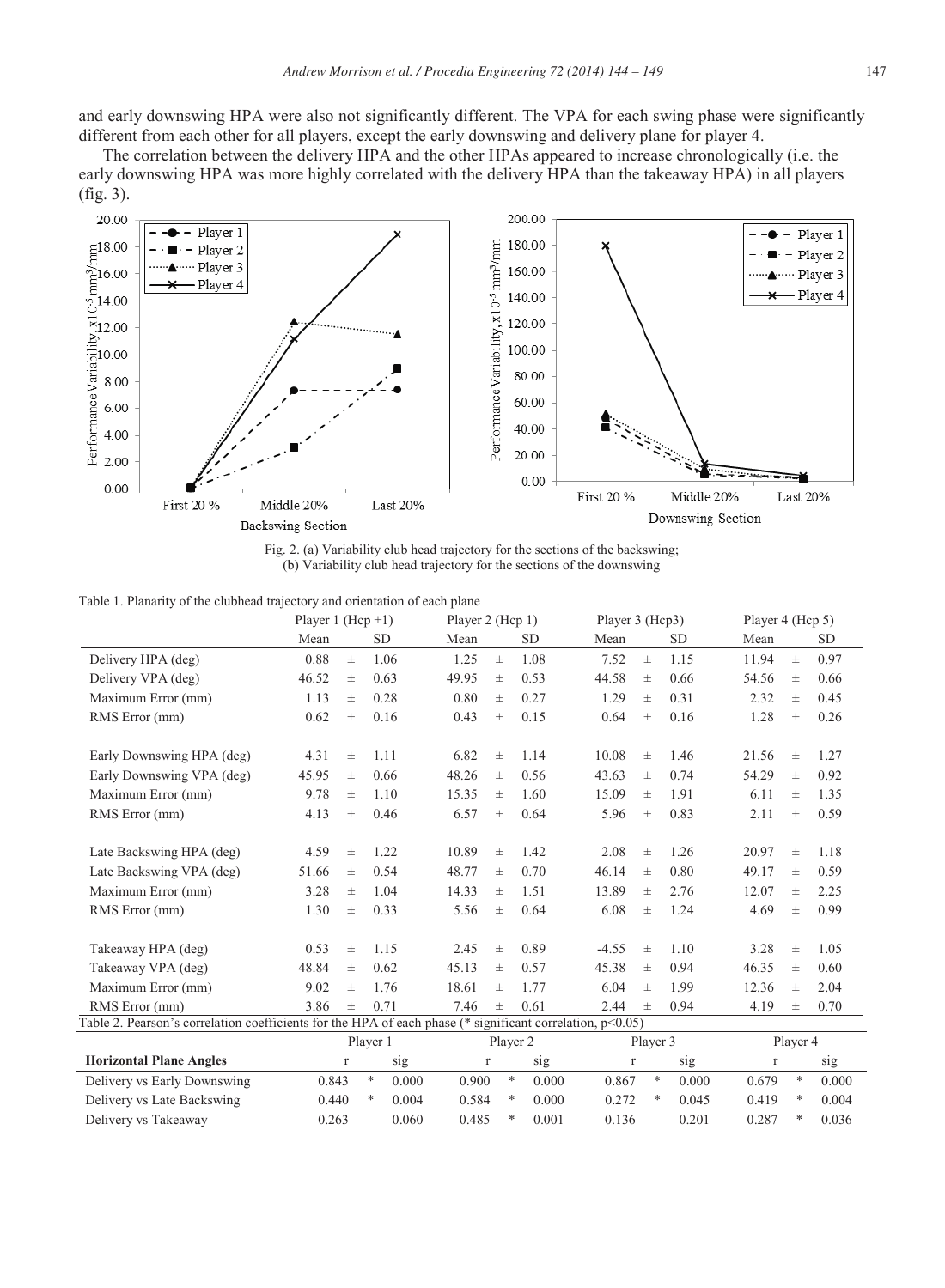and early downswing HPA were also not significantly different. The VPA for each swing phase were significantly different from each other for all players, except the early downswing and delivery plane for player 4.

The correlation between the delivery HPA and the other HPAs appeared to increase chronologically (i.e. the early downswing HPA was more highly correlated with the delivery HPA than the takeaway HPA) in all players (fig. 3).

Fig. 2. (a) Variability club head trajectory for the sections of the backswing; (b) Variability club head trajectory for the sections of the downswing

Table 1. Planarity of the clubhead trajectory and orientation of each plane

| | Player 1 (Hcp +1) | | | Player 2 (Hcp 1) | | | Player 3 (Hcp3) | | | Player 4 (Hcp 5) | | |
|---|---|---|---|---|---|---|---|---|---|---|---|---|
| | Mean | | SD | Mean | | SD | Mean | | SD | Mean | | SD |
| Delivery HPA (deg) | 0.88 | ± | 1.06 | 1.25 | ± | 1.08 | 7.52 | ± | 1.15 | 11.94 | ± | 0.97 |
| Delivery VPA (deg) | 46.52 | ± | 0.63 | 49.95 | ± | 0.53 | 44.58 | ± | 0.66 | 54.56 | ± | 0.66 |
| Maximum Error (mm) | 1.13 | ± | 0.28 | 0.80 | ± | 0.27 | 1.29 | ± | 0.31 | 2.32 | ± | 0.45 |
| RMS Error (mm) | 0.62 | ± | 0.16 | 0.43 | ± | 0.15 | 0.64 | ± | 0.16 | 1.28 | ± | 0.26 |
| | | | | | | | | | | | | |
| Early Downswing HPA (deg) | 4.31 | ± | 1.11 | 6.82 | ± | 1.14 | 10.08 | ± | 1.46 | 21.56 | ± | 1.27 |
| Early Downswing VPA (deg) | 45.95 | ± | 0.66 | 48.26 | ± | 0.56 | 43.63 | ± | 0.74 | 54.29 | ± | 0.92 |
| Maximum Error (mm) | 9.78 | ± | 1.10 | 15.35 | ± | 1.60 | 15.09 | ± | 1.91 | 6.11 | ± | 1.35 |
| RMS Error (mm) | 4.13 | ± | 0.46 | 6.57 | ± | 0.64 | 5.96 | ± | 0.83 | 2.11 | ± | 0.59 |
| | | | | | | | | | | | | |
| Late Backswing HPA (deg) | 4.59 | ± | 1.22 | 10.89 | ± | 1.42 | 2.08 | ± | 1.26 | 20.97 | ± | 1.18 |
| Late Backswing VPA (deg) | 51.66 | ± | 0.54 | 48.77 | ± | 0.70 | 46.14 | ± | 0.80 | 49.17 | ± | 0.59 |
| Maximum Error (mm) | 3.28 | ± | 1.04 | 14.33 | ± | 1.51 | 13.89 | ± | 2.76 | 12.07 | ± | 2.25 |
| RMS Error (mm) | 1.30 | ± | 0.33 | 5.56 | ± | 0.64 | 6.08 | ± | 1.24 | 4.69 | ± | 0.99 |
| | | | | | | | | | | | | |
| Takeaway HPA (deg) | 0.53 | ± | 1.15 | 2.45 | ± | 0.89 | -4.55 | ± | 1.10 | 3.28 | ± | 1.05 |
| Takeaway VPA (deg) | 48.84 | ± | 0.62 | 45.13 | ± | 0.57 | 45.38 | ± | 0.94 | 46.35 | ± | 0.60 |
| Maximum Error (mm) | 9.02 | ± | 1.76 | 18.61 | ± | 1.77 | 6.04 | ± | 1.99 | 12.36 | ± | 2.04 |
| RMS Error (mm) | 3.86 | ± | 0.71 | 7.46 | ± | 0.61 | 2.44 | ± | 0.94 | 4.19 | ± | 0.70 |

Table 2. Pearson's correlation coefficients for the HPA of each phase (* significant correlation, $p<0.05$)

| | Player 1 | | | Player 2 | | | Player 3 | | | Player 4 | | |
|---|---|---|---|---|---|---|---|---|---|---|---|---|
| **Horizontal Plane Angles** | r | | sig | r | | sig | r | | sig | r | | sig |
| Delivery vs Early Downswing | 0.843 | * | 0.000 | 0.900 | * | 0.000 | 0.867 | * | 0.000 | 0.679 | * | 0.000 |
| Delivery vs Late Backswing | 0.440 | * | 0.004 | 0.584 | * | 0.000 | 0.272 | * | 0.045 | 0.419 | * | 0.004 |
| Delivery vs Takeaway | 0.263 | | 0.060 | 0.485 | * | 0.001 | 0.136 | | 0.201 | 0.287 | * | 0.036 |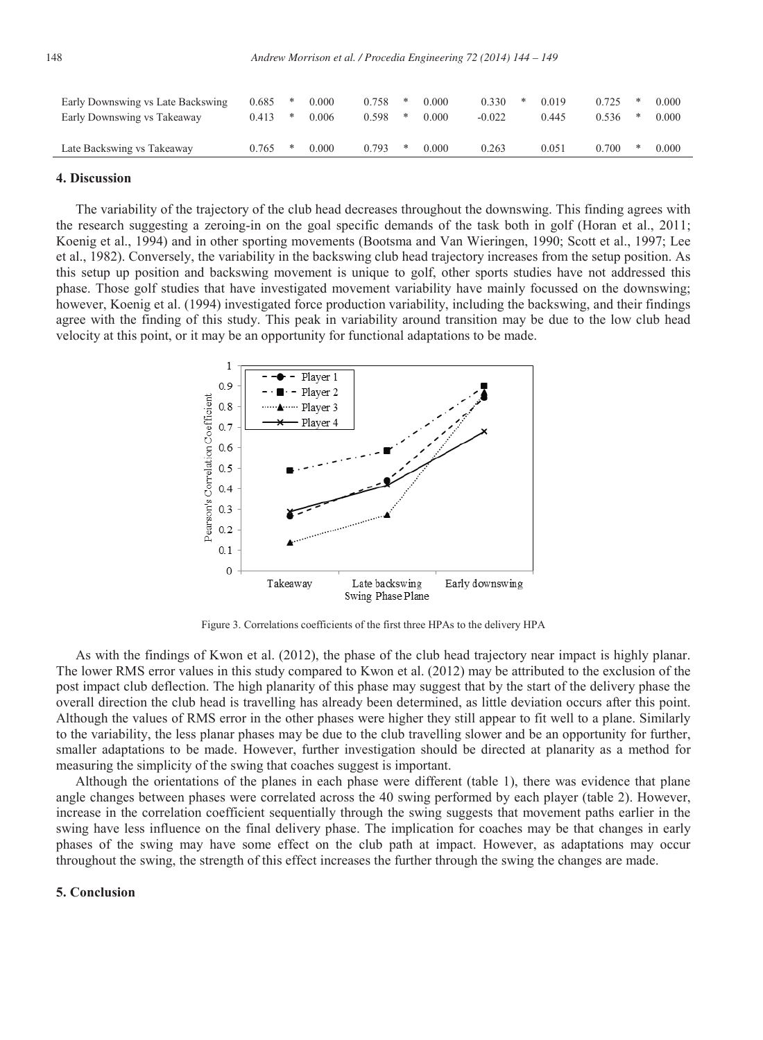| | | | | | | | | | | | |
|---|---|---|---|---|---|---|---|---|---|---|---|
| Early Downswing vs Late Backswing | 0.685 | * | 0.000 | 0.758 | * | 0.000 | 0.330 | * | 0.019 | 0.725 | * | 0.000 |
| Early Downswing vs Takeaway | 0.413 | * | 0.006 | 0.598 | * | 0.000 | -0.022 | | 0.445 | 0.536 | * | 0.000 |
| Late Backswing vs Takeaway | 0.765 | * | 0.000 | 0.793 | * | 0.000 | 0.263 | | 0.051 | 0.700 | * | 0.000 |

## 4. Discussion

The variability of the trajectory of the club head decreases throughout the downswing. This finding agrees with the research suggesting a zeroing-in on the goal specific demands of the task both in golf (Horan et al., 2011; Koenig et al., 1994) and in other sporting movements (Bootsma and Van Wieringen, 1990; Scott et al., 1997; Lee et al., 1982). Conversely, the variability in the backswing club head trajectory increases from the setup position. As this setup up position and backswing movement is unique to golf, other sports studies have not addressed this phase. Those golf studies that have investigated movement variability have mainly focussed on the downswing; however, Koenig et al. (1994) investigated force production variability, including the backswing, and their findings agree with the finding of this study. This peak in variability around transition may be due to the low club head velocity at this point, or it may be an opportunity for functional adaptations to be made.

Figure 3. Correlations coefficients of the first three HPAs to the delivery HPA

As with the findings of Kwon et al. (2012), the phase of the club head trajectory near impact is highly planar. The lower RMS error values in this study compared to Kwon et al. (2012) may be attributed to the exclusion of the post impact club deflection. The high planarity of this phase may suggest that by the start of the delivery phase the overall direction the club head is travelling has already been determined, as little deviation occurs after this point. Although the values of RMS error in the other phases were higher they still appear to fit well to a plane. Similarly to the variability, the less planar phases may be due to the club travelling slower and be an opportunity for further, smaller adaptations to be made. However, further investigation should be directed at planarity as a method for measuring the simplicity of the swing that coaches suggest is important.

Although the orientations of the planes in each phase were different (table 1), there was evidence that plane angle changes between phases were correlated across the 40 swing performed by each player (table 2). However, increase in the correlation coefficient sequentially through the swing suggests that movement paths earlier in the swing have less influence on the final delivery phase. The implication for coaches may be that changes in early phases of the swing may have some effect on the club path at impact. However, as adaptations may occur throughout the swing, the strength of this effect increases the further through the swing the changes are made.

## 5. Conclusion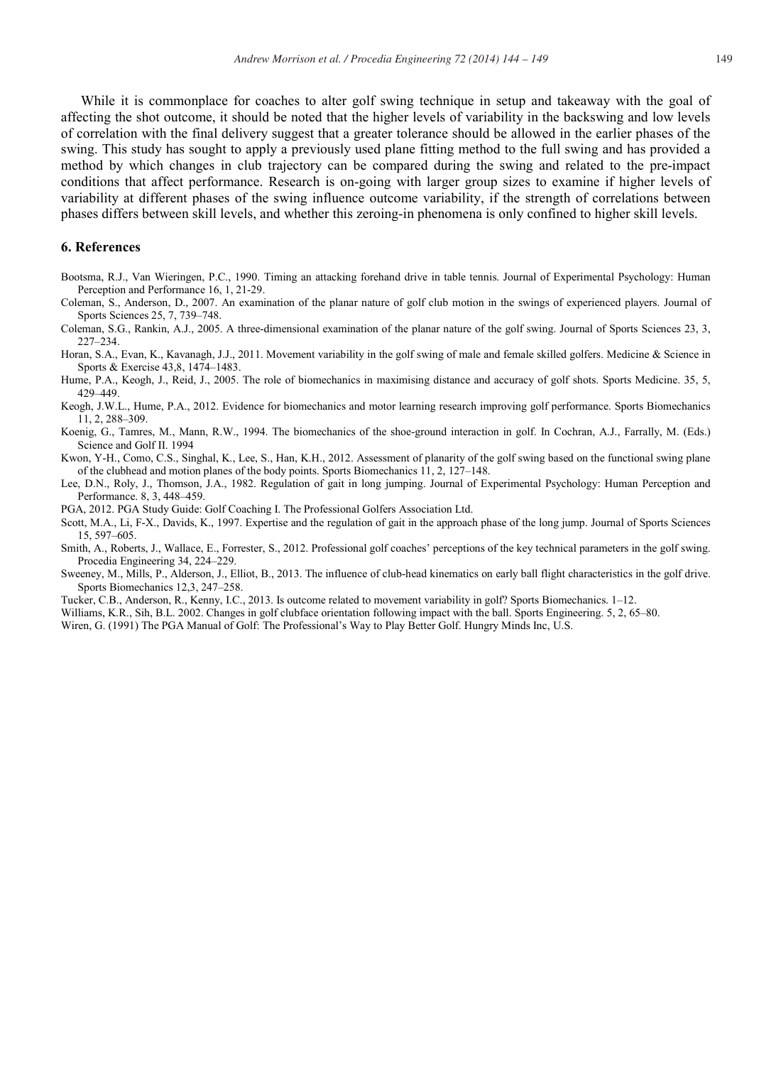While it is commonplace for coaches to alter golf swing technique in setup and takeaway with the goal of affecting the shot outcome, it should be noted that the higher levels of variability in the backswing and low levels of correlation with the final delivery suggest that a greater tolerance should be allowed in the earlier phases of the swing. This study has sought to apply a previously used plane fitting method to the full swing and has provided a method by which changes in club trajectory can be compared during the swing and related to the pre-impact conditions that affect performance. Research is on-going with larger group sizes to examine if higher levels of variability at different phases of the swing influence outcome variability, if the strength of correlations between phases differs between skill levels, and whether this zeroing-in phenomena is only confined to higher skill levels.

## 6. References

Bootsma, R.J., Van Wieringen, P.C., 1990. Timing an attacking forehand drive in table tennis. Journal of Experimental Psychology: Human Perception and Performance 16, 1, 21-29.

Coleman, S., Anderson, D., 2007. An examination of the planar nature of golf club motion in the swings of experienced players. Journal of Sports Sciences 25, 7, 739–748.

Coleman, S.G., Rankin, A.J., 2005. A three-dimensional examination of the planar nature of the golf swing. Journal of Sports Sciences 23, 3, 227–234.

Horan, S.A., Evan, K., Kavanagh, J.J., 2011. Movement variability in the golf swing of male and female skilled golfers. Medicine & Science in Sports & Exercise 43,8, 1474–1483.

Hume, P.A., Keogh, J., Reid, J., 2005. The role of biomechanics in maximising distance and accuracy of golf shots. Sports Medicine. 35, 5, 429–449.

Keogh, J.W.L., Hume, P.A., 2012. Evidence for biomechanics and motor learning research improving golf performance. Sports Biomechanics 11, 2, 288–309.

Koenig, G., Tamres, M., Mann, R.W., 1994. The biomechanics of the shoe-ground interaction in golf. In Cochran, A.J., Farrally, M. (Eds.) Science and Golf II. 1994

Kwon, Y-H., Como, C.S., Singhal, K., Lee, S., Han, K.H., 2012. Assessment of planarity of the golf swing based on the functional swing plane of the clubhead and motion planes of the body points. Sports Biomechanics 11, 2, 127–148.

Lee, D.N., Roly, J., Thomson, J.A., 1982. Regulation of gait in long jumping. Journal of Experimental Psychology: Human Perception and Performance. 8, 3, 448–459.

PGA, 2012. PGA Study Guide: Golf Coaching I. The Professional Golfers Association Ltd.

Scott, M.A., Li, F-X., Davids, K., 1997. Expertise and the regulation of gait in the approach phase of the long jump. Journal of Sports Sciences 15, 597–605.

Smith, A., Roberts, J., Wallace, E., Forrester, S., 2012. Professional golf coaches' perceptions of the key technical parameters in the golf swing. Procedia Engineering 34, 224–229.

Sweeney, M., Mills, P., Alderson, J., Elliot, B., 2013. The influence of club-head kinematics on early ball flight characteristics in the golf drive. Sports Biomechanics 12,3, 247–258.

Tucker, C.B., Anderson, R., Kenny, I.C., 2013. Is outcome related to movement variability in golf? Sports Biomechanics. 1–12.

Williams, K.R., Sih, B.L. 2002. Changes in golf clubface orientation following impact with the ball. Sports Engineering. 5, 2, 65–80.

Wiren, G. (1991) The PGA Manual of Golf: The Professional's Way to Play Better Golf. Hungry Minds Inc, U.S.